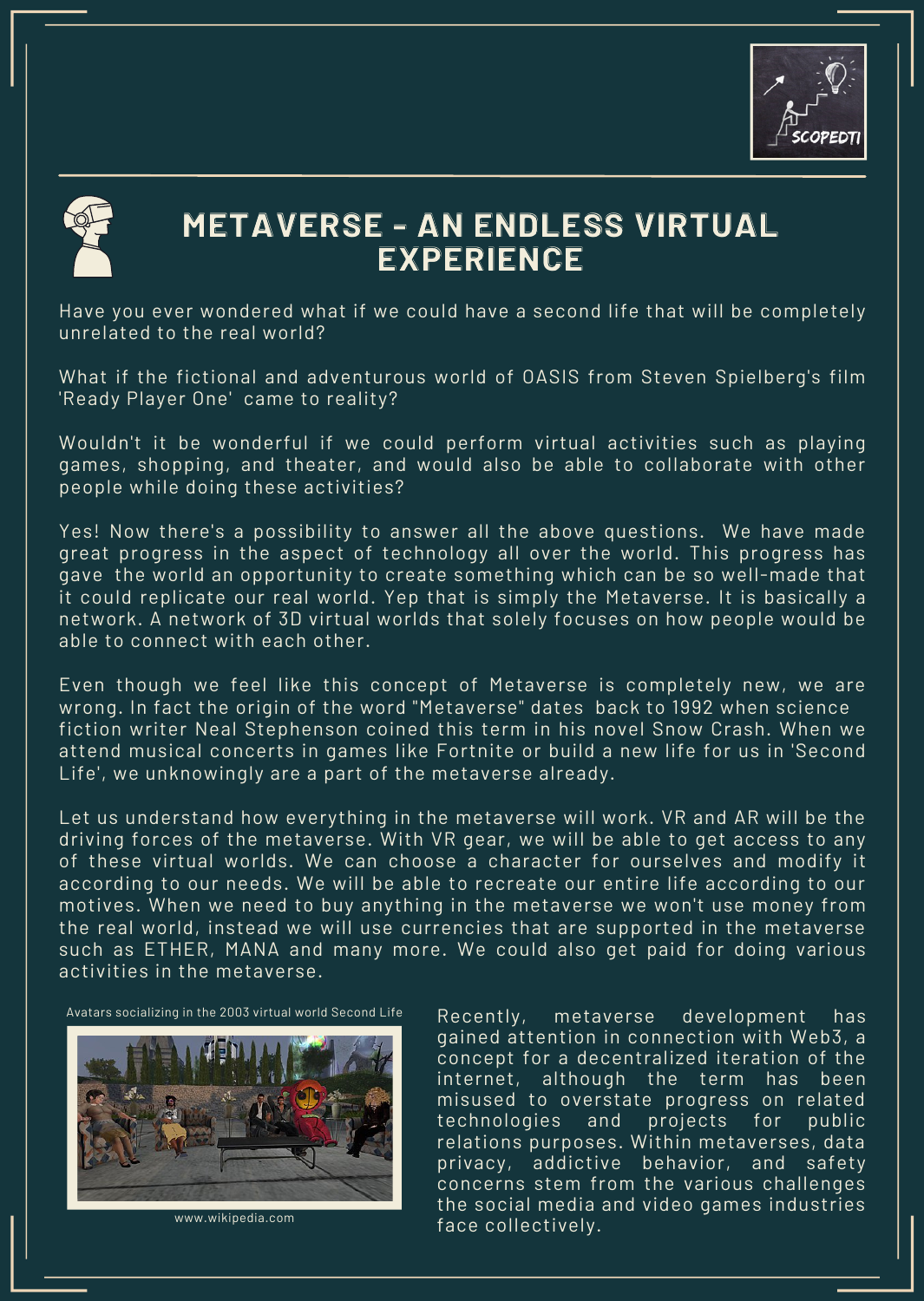# METAVERSE - AN ENDLESS VIRTUAL EXPERIENCE

Have you ever wondered what if we could have a second life that will be completely unrelated to the real world?

What if the fictional and adventurous world of OASIS from Steven Spielberg's film 'Ready Player One' came to reality?

Wouldn't it be wonderful if we could perform virtual activities such as playing games, shopping, and theater, and would also be able to collaborate with other people while doing these activities?

Yes! Now there's a possibility to answer all the above questions. We have made great progress in the aspect of technology all over the world. This progress has gave the world an opportunity to create something which can be so well-made that it could replicate our real world. Yep that is simply the Metaverse. It is basically a network. A network of 3D virtual worlds that solely focuses on how people would be able to connect with each other.

Even though we feel like this concept of Metaverse is completely new, we are wrong. In fact the origin of the word "Metaverse" dates back to 1992 when science fiction writer Neal Stephenson coined this term in his novel Snow Crash. When we attend musical concerts in games like Fortnite or build a new life for us in 'Second Life', we unknowingly are a part of the metaverse already.

Let us understand how everything in the metaverse will work. VR and AR will be the driving forces of the metaverse. With VR gear, we will be able to get access to any of these virtual worlds. We can choose a character for ourselves and modify it according to our needs. We will be able to recreate our entire life according to our motives. When we need to buy anything in the metaverse we won't use money from the real world, instead we will use currencies that are supported in the metaverse such as ETHER, MANA and many more. We could also get paid for doing various activities in the metaverse.

Avatars socializing in the 2003 virtual world Second Life

www.wikipedia.com

Recently, metaverse development has gained attention in connection with Web3, a concept for a decentralized iteration of the internet, although the term has been misused to overstate progress on related technologies and projects for public relations purposes. Within metaverses, data privacy, addictive behavior, and safety concerns stem from the various challenges the social media and video games industries face collectively.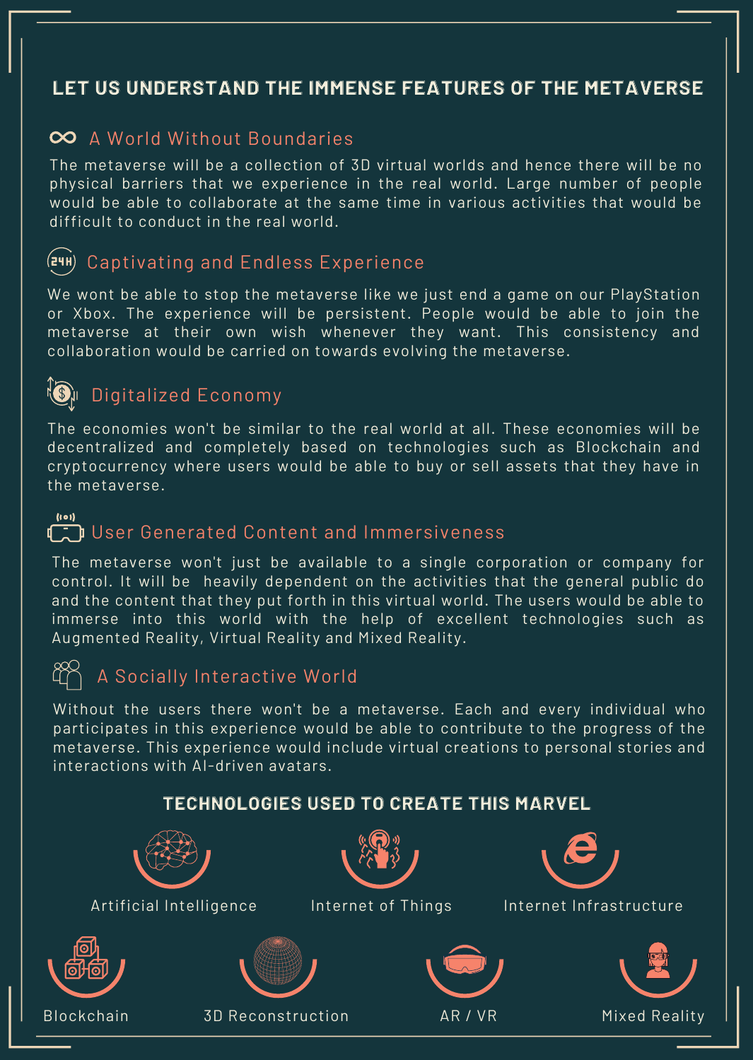# LET US UNDERSTAND THE IMMENSE FEATURES OF THE METAVERSE

## A World Without Boundaries

The metaverse will be a collection of 3D virtual worlds and hence there will be no physical barriers that we experience in the real world. Large number of people would be able to collaborate at the same time in various activities that would be difficult to conduct in the real world.

## Captivating and Endless Experience

We wont be able to stop the metaverse like we just end a game on our PlayStation or Xbox. The experience will be persistent. People would be able to join the metaverse at their own wish whenever they want. This consistency and collaboration would be carried on towards evolving the metaverse.

## Digitalized Economy

The economies won't be similar to the real world at all. These economies will be decentralized and completely based on technologies such as Blockchain and cryptocurrency where users would be able to buy or sell assets that they have in the metaverse.

## User Generated Content and Immersiveness

The metaverse won't just be available to a single corporation or company for control. It will be heavily dependent on the activities that the general public do and the content that they put forth in this virtual world. The users would be able to immerse into this world with the help of excellent technologies such as Augmented Reality, Virtual Reality and Mixed Reality.

## A Socially Interactive World

Without the users there won't be a metaverse. Each and every individual who participates in this experience would be able to contribute to the progress of the metaverse. This experience would include virtual creations to personal stories and interactions with AI-driven avatars.

## TECHNOLOGIES USED TO CREATE THIS MARVEL

- Artificial Intelligence
- Internet of Things
- Internet Infrastructure
- Blockchain
- 3D Reconstruction
- AR / VR
- Mixed Reality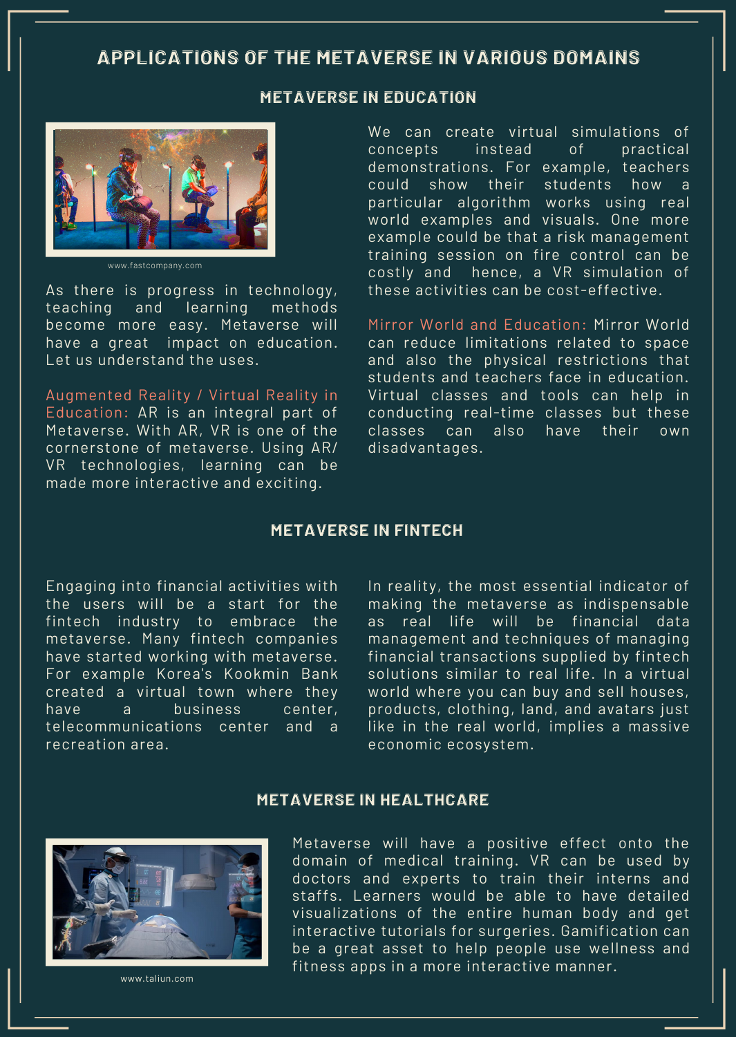# APPLICATIONS OF THE METAVERSE IN VARIOUS DOMAINS

## METAVERSE IN EDUCATION

www.fastcompany.com

As there is progress in technology, teaching and learning methods become more easy. Metaverse will have a great impact on education. Let us understand the uses.

Augmented Reality / Virtual Reality in Education: AR is an integral part of Metaverse. With AR, VR is one of the cornerstone of metaverse. Using AR/VR technologies, learning can be made more interactive and exciting.

We can create virtual simulations of concepts instead of practical demonstrations. For example, teachers could show their students how a particular algorithm works using real world examples and visuals. One more example could be that a risk management training session on fire control can be costly and hence, a VR simulation of these activities can be cost-effective.

Mirror World and Education: Mirror World can reduce limitations related to space and also the physical restrictions that students and teachers face in education. Virtual classes and tools can help in conducting real-time classes but these classes can also have their own disadvantages.

## METAVERSE IN FINTECH

Engaging into financial activities with the users will be a start for the fintech industry to embrace the metaverse. Many fintech companies have started working with metaverse. For example Korea's Kookmin Bank created a virtual town where they have a business center, telecommunications center and a recreation area.

In reality, the most essential indicator of making the metaverse as indispensable as real life will be financial data management and techniques of managing financial transactions supplied by fintech solutions similar to real life. In a virtual world where you can buy and sell houses, products, clothing, land, and avatars just like in the real world, implies a massive economic ecosystem.

## METAVERSE IN HEALTHCARE

www.taliun.com

Metaverse will have a positive effect onto the domain of medical training. VR can be used by doctors and experts to train their interns and staffs. Learners would be able to have detailed visualizations of the entire human body and get interactive tutorials for surgeries. Gamification can be a great asset to help people use wellness and fitness apps in a more interactive manner.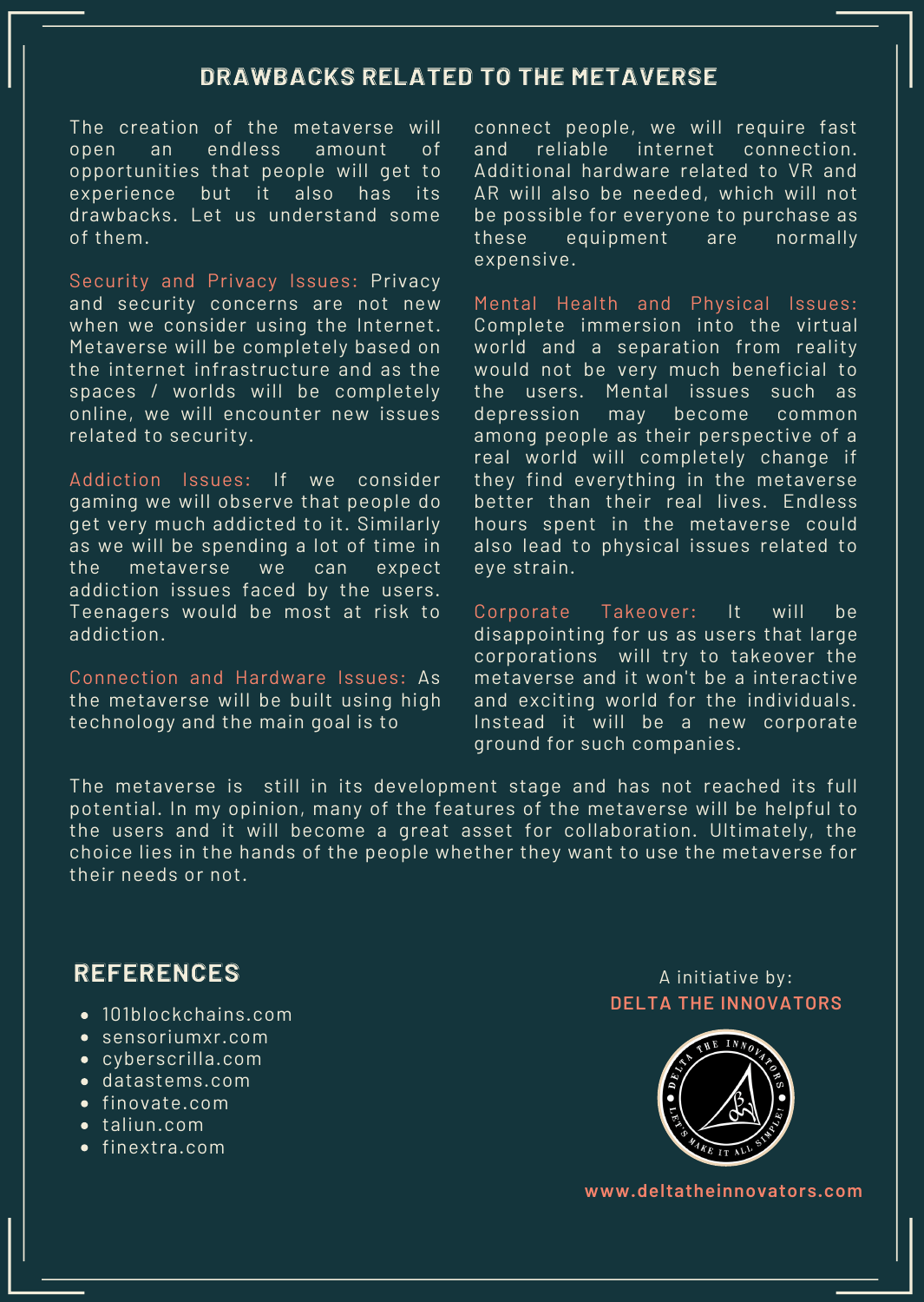## DRAWBACKS RELATED TO THE METAVERSE

The creation of the metaverse will open an endless amount of opportunities that people will get to experience but it also has its drawbacks. Let us understand some of them.

**Security and Privacy Issues:** Privacy and security concerns are not new when we consider using the Internet. Metaverse will be completely based on the internet infrastructure and as the spaces / worlds will be completely online, we will encounter new issues related to security.

**Addiction Issues:** If we consider gaming we will observe that people do get very much addicted to it. Similarly as we will be spending a lot of time in the metaverse we can expect addiction issues faced by the users. Teenagers would be most at risk to addiction.

**Connection and Hardware Issues:** As the metaverse will be built using high technology and the main goal is to connect people, we will require fast and reliable internet connection. Additional hardware related to VR and AR will also be needed, which will not be possible for everyone to purchase as these equipment are normally expensive.

**Mental Health and Physical Issues:** Complete immersion into the virtual world and a separation from reality would not be very much beneficial to the users. Mental issues such as depression may become common among people as their perspective of a real world will completely change if they find everything in the metaverse better than their real lives. Endless hours spent in the metaverse could also lead to physical issues related to eye strain.

**Corporate Takeover:** It will be disappointing for us as users that large corporations will try to takeover the metaverse and it won't be a interactive and exciting world for the individuals. Instead it will be a new corporate ground for such companies.

The metaverse is still in its development stage and has not reached its full potential. In my opinion, many of the features of the metaverse will be helpful to the users and it will become a great asset for collaboration. Ultimately, the choice lies in the hands of the people whether they want to use the metaverse for their needs or not.

## REFERENCES

- 101blockchains.com
- sensoriumxr.com
- cyberscrilla.com
- datastems.com
- finovate.com
- taliun.com
- finextra.com

A initiative by:
**DELTA THE INNOVATORS**

www.deltatheinnovators.com